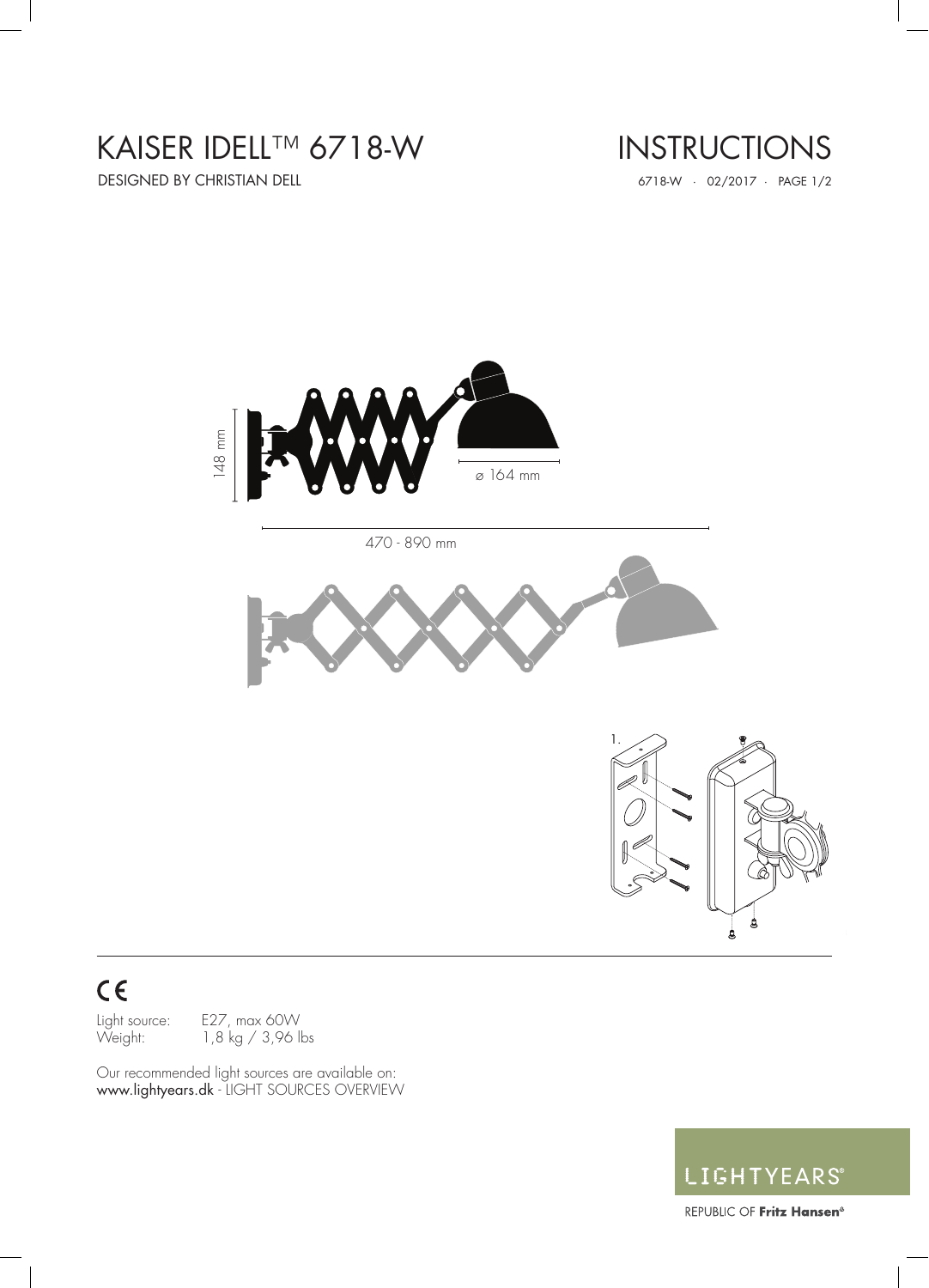# KAISER IDELL™ 6718-W

DESIGNED BY CHRISTIAN DELL

# INSTRUCTIONS

6718-W · 02/2017 · PAGE 1/2

148 mm

ø 164 mm

470 - 890 mm

1.

CE

Light source: E27, max 60W
Weight: 1,8 kg / 3,96 lbs

Our recommended light sources are available on:
www.lightyears.dk - LIGHT SOURCES OVERVIEW

LIGHTYEARS®

REPUBLIC OF **Fritz Hansen®**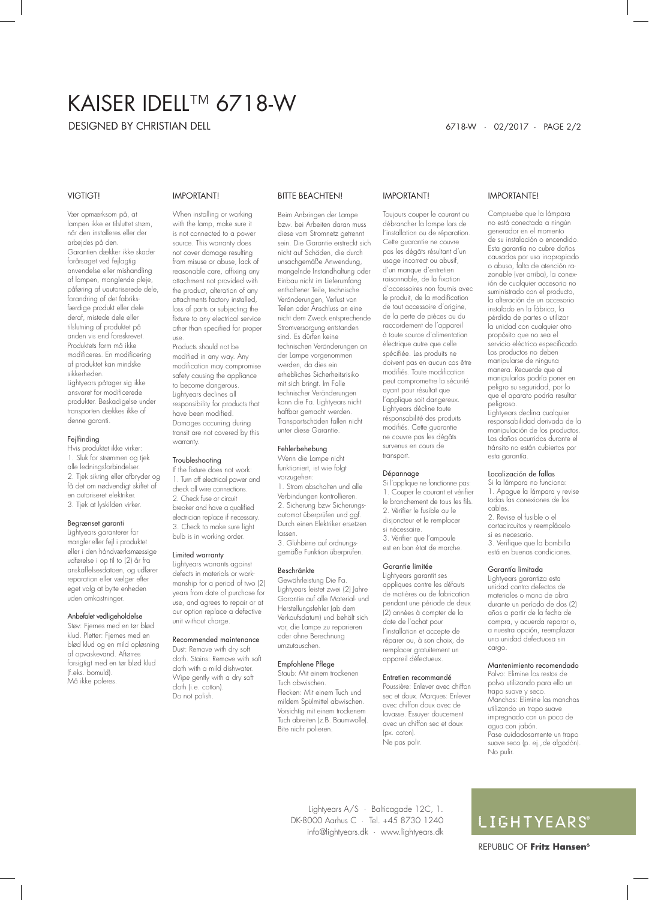# KAISER IDELL™ 6718-W

DESIGNED BY CHRISTIAN DELL

6718-W · 02/2017

## VIGTIGT!

Vær opmærksom på, at lampen ikke er tilsluttet strøm, når den installeres eller der arbejdes på den.
Garantien dækker ikke skader forårsaget ved fejlagtig anvendelse eller mishandling af lampen, manglende pleje, påføring af uautoriserede dele, forandring af det fabriksfærdige produkt eller dele deraf, mistede dele eller tilslutning af produktet på anden vis end foreskrevet. Produktets form må ikke modificeres. En modificering af produktet kan mindske sikkerheden.
Lightyears påtager sig ikke ansvaret for modificerede produkter. Beskadigelse under transporten dækkes ikke af denne garanti.

### Fejlfinding

Hvis produktet ikke virker:
1. Sluk for strømmen og tjek alle ledningsforbindelser.
2. Tjek sikring eller afbryder og få det om nødvendigt skiftet af en autoriseret elektriker.
3. Tjek at lyskilden virker.

### Begrænset garanti

Lightyears garanterer for mangler eller fejl i produktet eller i den håndværksmæssige udførelse i op til to (2) år fra anskaffelsesdatoen, og udfører reparation eller vælger efter eget valg at bytte enheden uden omkostninger.

### Anbefalet vedligeholdelse

Støv: Fjernes med en tør blød klud. Pletter: Fjernes med en blød klud og en mild opløsning af opvaskevand. Aftørres forsigtigt med en tør blød klud (f.eks. bomuld).
Må ikke poleres.

## IMPORTANT!

When installing or working with the lamp, make sure it is not connected to a power source. This warranty does not cover damage resulting from misuse or abuse, lack of reasonable care, affixing any attachment not provided with the product, alteration of any attachments factory installed, loss of parts or subjecting the fixture to any electrical service other than specified for proper use.
Products should not be modified in any way. Any modification may compromise safety causing the appliance to become dangerous.
Lightyears declines all responsibility for products that have been modified.
Damages occurring during transit are not covered by this warranty.

### Troubleshooting

If the fixture does not work:
1. Turn off electrical power and check all wire connections.
2. Check fuse or circuit breaker and have a qualified electrician replace if necessary.
3. Check to make sure light bulb is in working order.

### Limited warranty

Lightyears warrants against defects in materials or workmanship for a period of two (2) years from date of purchase for use, and agrees to repair or at our option replace a defective unit without charge.

### Recommended maintenance

Dust: Remove with dry soft cloth. Stains: Remove with soft cloth with a mild dishwater. Wipe gently with a dry soft cloth (i.e. cotton).
Do not polish.

## BITTE BEACHTEN!

Beim Anbringen der Lampe bzw. bei Arbeiten daran muss diese vom Stromnetz getrennt sein. Die Garantie erstreckt sich nicht auf Schäden, die durch unsachgemäße Anwendung, mangelnde Instandhaltung oder Einbau nicht im Lieferumfang enthaltener Teile, technische Veränderungen, Verlust von Teilen oder Anschluss an eine nicht dem Zweck entsprechende Stromversorgung entstanden sind. Es dürfen keine technischen Veränderungen an der Lampe vorgenommen werden, da dies ein erhebliches Sicherheitsrisiko mit sich bringt. Im Falle technischer Veränderungen kann die Fa. Lightyears nicht haftbar gemacht werden. Transportschäden fallen nicht unter diese Garantie.

### Fehlerbehebung

Wenn die Lampe nicht funktioniert, ist wie folgt vorzugehen:
1. Strom abschalten und alle Verbindungen kontrollieren.
2. Sicherung bzw Sicherungsautomat überprüfen und ggf. Durch einen Elektriker ersetzen lassen.
3. Glühbirne auf ordnungsgemäße Funktion überprüfen.

### Beschränkte

Gewährleistung Die Fa. Lightyears leistet zwei (2) Jahre Garantie auf alle Material- und Herstellungsfehler (ab dem Verkaufsdatum) und behält sich vor, die Lampe zu reparieren oder ohne Berechnung umzutauschen.

### Empfohlene Pflege

Staub: Mit einem trockenen Tuch abwischen.
Flecken: Mit einem Tuch und mildem Spülmittel abwischen. Vorsichtig mit einem trockenem Tuch abreiten (z.B. Baumwolle).
Bite nichr polieren.

## IMPORTANT!

Toujours couper le courant ou débrancher la lampe lors de l'installation ou de réparation. Cette guarantie ne couvre pas les dégâts résultant d'un usage incorrect ou abusif, d'un manque d'entretien raisonnable, de la fixation d'accessoires non fournis avec le produit, de la modification de tout accessoire d'origine, de la perte de pièces ou du raccordement de l'appareil à toute source d'alimentation électrique autre que celle spécifiée. Les produits ne doivent pas en aucun cas être modifiés. Toute modification peut compromettre la sécurité ayant pour résultat que l'applique soit dangereux. Lightyears décline toute résponsabilité des produits modifiés. Cette guarantie ne couvre pas les dégâts survenus en cours de transport.

### Dépannage

Si l'applique ne fonctionne pas:
1. Couper le courant et vérifier le branchement de tous les fils.
2. Vérifier le fusible ou le disjoncteur et le remplacer si nécessaire.
3. Vérifier que l'ampoule est en bon état de marche.

### Garantie limitée

Lightyears garantit ses appliques contre les défauts de matières ou de fabrication pendant une période de deux (2) années à compter de la date de l'achat pour l'installation et accepte de réparer ou, à son choix, de remplacer gratuitement un appareil défectueux.

### Entretien recommandé

Poussière: Enlever avec chiffon sec et doux. Marques: Enlever avec chiffon doux avec de lavasse. Essuyer doucement avec un chiffon sec et doux (px. coton).
Ne pas polir.

## IMPORTANTE!

Compruebe que la lámpara no está conectada a ningún generador en el momento de su instalación o encendido. Esta garantía no cubre daños causados por uso inapropiado o abuso, falta de atención razonable (ver arriba), la conexión de cualquier accesorio no suministrado con el producto, la alteración de un accesorio instalado en la fábrica, la pérdida de partes o utilizar la unidad con cualquier otro propósito que no sea el servicio eléctrico especificado. Los productos no deben manipularse de ninguna manera. Recuerde que al manipularlos podría poner en peligro su seguridad, por lo que el aparato podría resultar peligroso.
Lightyears declina cualquier responsabilidad derivada de la manipulación de los productos. Los daños ocurridos durante el tránsito no están cubiertos por esta garantía.

### Localización de fallas

Si la lámpara no funciona:
1. Apague la lámpara y revise todas las conexiones de los cables.
2. Revise el fusible o el cortacircuitos y reemplácelo si es necesario.
3. Verifique que la bombilla está en buenas condiciones.

### Garantía limitada

Lightyears garantiza esta unidad contra defectos de materiales o mano de obra durante un período de dos (2) años a partir de la fecha de compra, y acuerda reparar o, a nuestra opción, reemplazar una unidad defectuosa sin cargo.

### Mantenimiento recomendado

Polvo: Elimine los restos de polvo utilizando para ello un trapo suave y seco.
Manchas: Elimine las manchas utilizando un trapo suave impregnado con un poco de agua con jabón.
Pase cuidadosamente un trapo suave seco (p. ej., de algodón).
No pulir.

Lightyears A/S · Balticagade 12C, 1.
DK-8000 Aarhus C · Tel. +45 8730 1240
info@lightyears.dk · www.lightyears.dk

LIGHTYEARS®

REPUBLIC OF **Fritz Hansen**®